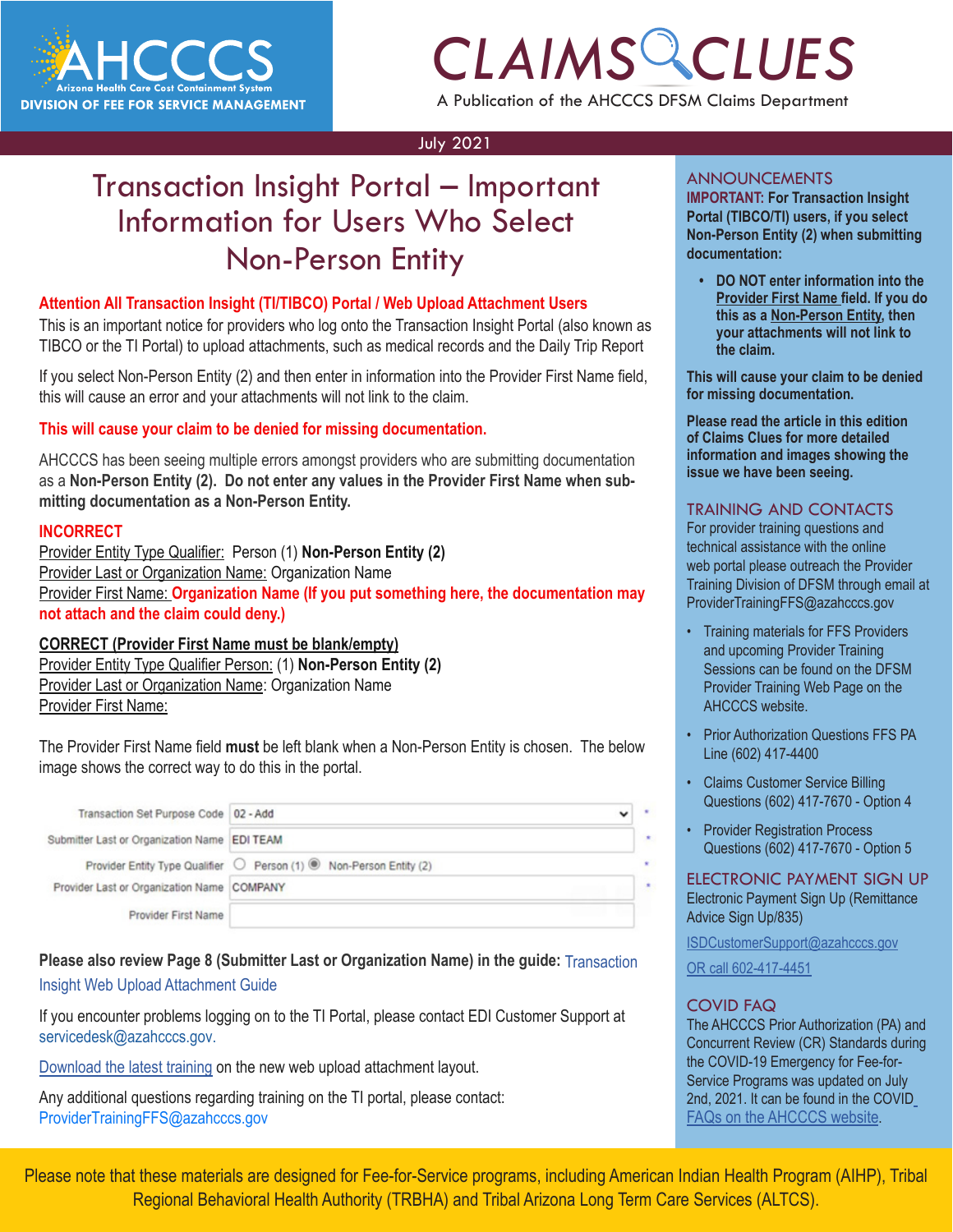# AHCCCS

Arizona Health Care Cost Containment System

DIVISION OF FEE FOR SERVICE MANAGEMENT

# CLAIMS CLUES

A Publication of the AHCCCS DFSM Claims Department

July 2021

## Transaction Insight Portal – Important Information for Users Who Select Non-Person Entity

**Attention All Transaction Insight (TI/TIBCO) Portal / Web Upload Attachment Users**

This is an important notice for providers who log onto the Transaction Insight Portal (also known as TIBCO or the TI Portal) to upload attachments, such as medical records and the Daily Trip Report

If you select Non-Person Entity (2) and then enter in information into the Provider First Name field, this will cause an error and your attachments will not link to the claim.

**This will cause your claim to be denied for missing documentation.**

AHCCCS has been seeing multiple errors amongst providers who are submitting documentation as a **Non-Person Entity (2). Do not enter any values in the Provider First Name when submitting documentation as a Non-Person Entity.**

**INCORRECT**

Provider Entity Type Qualifier: Person (1) **Non-Person Entity (2)**
Provider Last or Organization Name: Organization Name
Provider First Name: **Organization Name (If you put something here, the documentation may not attach and the claim could deny.)**

**CORRECT (Provider First Name must be blank/empty)**

Provider Entity Type Qualifier Person: (1) **Non-Person Entity (2)**
Provider Last or Organization Name: Organization Name
Provider First Name:

The Provider First Name field **must** be left blank when a Non-Person Entity is chosen. The below image shows the correct way to do this in the portal.

| | |
|---|---|
| Transaction Set Purpose Code | 02 - Add |
| Submitter Last or Organization Name | EDI TEAM |
| Provider Entity Type Qualifier | ○ Person (1) ◉ Non-Person Entity (2) |
| Provider Last or Organization Name | COMPANY |
| Provider First Name | |

**Please also review Page 8 (Submitter Last or Organization Name) in the guide:** Transaction Insight Web Upload Attachment Guide

If you encounter problems logging on to the TI Portal, please contact EDI Customer Support at servicedesk@azahcccs.gov.

Download the latest training on the new web upload attachment layout.

Any additional questions regarding training on the TI portal, please contact: ProviderTrainingFFS@azahcccs.gov

## ANNOUNCEMENTS

**IMPORTANT: For Transaction Insight Portal (TIBCO/TI) users, if you select Non-Person Entity (2) when submitting documentation:**

- **DO NOT enter information into the Provider First Name field. If you do this as a Non-Person Entity, then your attachments will not link to the claim.**

**This will cause your claim to be denied for missing documentation.**

**Please read the article in this edition of Claims Clues for more detailed information and images showing the issue we have been seeing.**

## TRAINING AND CONTACTS

For provider training questions and technical assistance with the online web portal please outreach the Provider Training Division of DFSM through email at ProviderTrainingFFS@azahcccs.gov

- Training materials for FFS Providers and upcoming Provider Training Sessions can be found on the DFSM Provider Training Web Page on the AHCCCS website.
- Prior Authorization Questions FFS PA Line (602) 417-4400
- Claims Customer Service Billing Questions (602) 417-7670 - Option 4
- Provider Registration Process Questions (602) 417-7670 - Option 5

## ELECTRONIC PAYMENT SIGN UP

Electronic Payment Sign Up (Remittance Advice Sign Up/835)

ISDCustomerSupport@azahcccs.gov

OR call 602-417-4451

## COVID FAQ

The AHCCCS Prior Authorization (PA) and Concurrent Review (CR) Standards during the COVID-19 Emergency for Fee-for-Service Programs was updated on July 2nd, 2021. It can be found in the COVID FAQs on the AHCCCS website.

Please note that these materials are designed for Fee-for-Service programs, including American Indian Health Program (AIHP), Tribal Regional Behavioral Health Authority (TRBHA) and Tribal Arizona Long Term Care Services (ALTCS).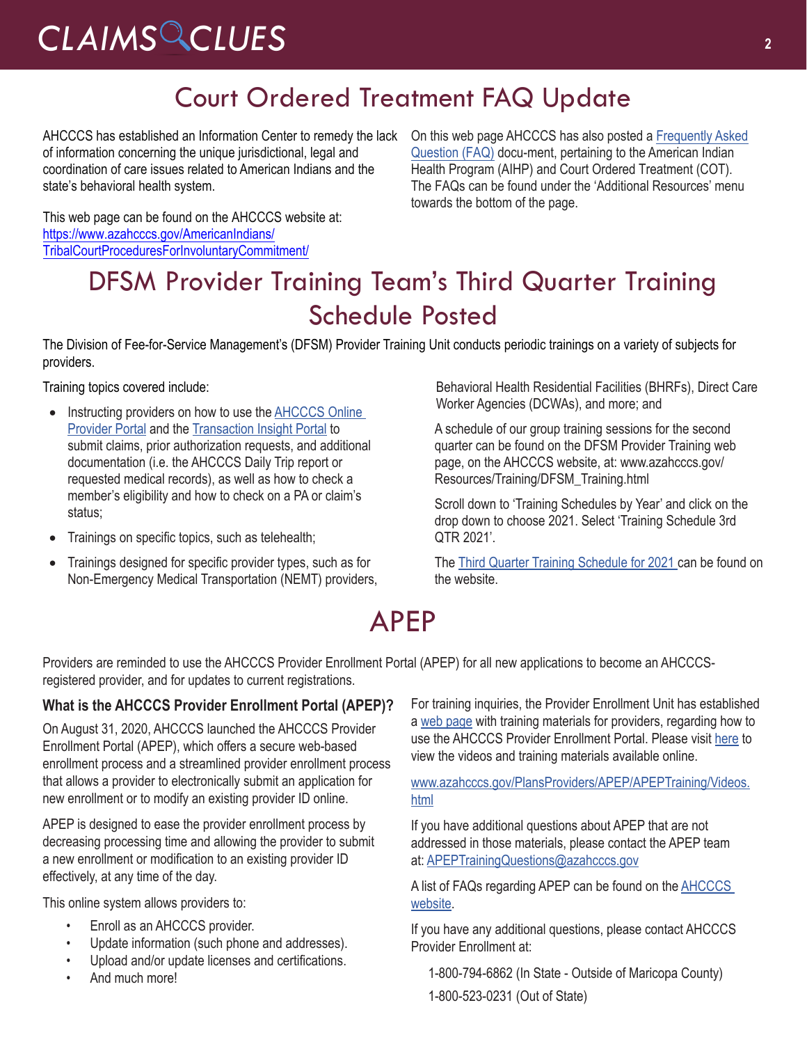# Court Ordered Treatment FAQ Update

AHCCCS has established an Information Center to remedy the lack of information concerning the unique jurisdictional, legal and coordination of care issues related to American Indians and the state's behavioral health system.

This web page can be found on the AHCCCS website at: https://www.azahcccs.gov/AmericanIndians/TribalCourtProceduresForInvoluntaryCommitment/

On this web page AHCCCS has also posted a Frequently Asked Question (FAQ) docu-ment, pertaining to the American Indian Health Program (AIHP) and Court Ordered Treatment (COT). The FAQs can be found under the 'Additional Resources' menu towards the bottom of the page.

# DFSM Provider Training Team's Third Quarter Training Schedule Posted

The Division of Fee-for-Service Management's (DFSM) Provider Training Unit conducts periodic trainings on a variety of subjects for providers.

Training topics covered include:

- Instructing providers on how to use the AHCCCS Online Provider Portal and the Transaction Insight Portal to submit claims, prior authorization requests, and additional documentation (i.e. the AHCCCS Daily Trip report or requested medical records), as well as how to check a member's eligibility and how to check on a PA or claim's status;
- Trainings on specific topics, such as telehealth;
- Trainings designed for specific provider types, such as for Non-Emergency Medical Transportation (NEMT) providers, Behavioral Health Residential Facilities (BHRFs), Direct Care Worker Agencies (DCWAs), and more; and

A schedule of our group training sessions for the second quarter can be found on the DFSM Provider Training web page, on the AHCCCS website, at: www.azahcccs.gov/Resources/Training/DFSM_Training.html

Scroll down to 'Training Schedules by Year' and click on the drop down to choose 2021. Select 'Training Schedule 3rd QTR 2021'.

The Third Quarter Training Schedule for 2021 can be found on the website.

# APEP

Providers are reminded to use the AHCCCS Provider Enrollment Portal (APEP) for all new applications to become an AHCCCS-registered provider, and for updates to current registrations.

### What is the AHCCCS Provider Enrollment Portal (APEP)?

On August 31, 2020, AHCCCS launched the AHCCCS Provider Enrollment Portal (APEP), which offers a secure web-based enrollment process and a streamlined provider enrollment process that allows a provider to electronically submit an application for new enrollment or to modify an existing provider ID online.

APEP is designed to ease the provider enrollment process by decreasing processing time and allowing the provider to submit a new enrollment or modification to an existing provider ID effectively, at any time of the day.

This online system allows providers to:

- Enroll as an AHCCCS provider.
- Update information (such phone and addresses).
- Upload and/or update licenses and certifications.
- And much more!

For training inquiries, the Provider Enrollment Unit has established a web page with training materials for providers, regarding how to use the AHCCCS Provider Enrollment Portal. Please visit here to view the videos and training materials available online.

www.azahcccs.gov/PlansProviders/APEP/APEPTraining/Videos.html

If you have additional questions about APEP that are not addressed in those materials, please contact the APEP team at: APEPTrainingQuestions@azahcccs.gov

A list of FAQs regarding APEP can be found on the AHCCCS website.

If you have any additional questions, please contact AHCCCS Provider Enrollment at:

1-800-794-6862 (In State - Outside of Maricopa County)

1-800-523-0231 (Out of State)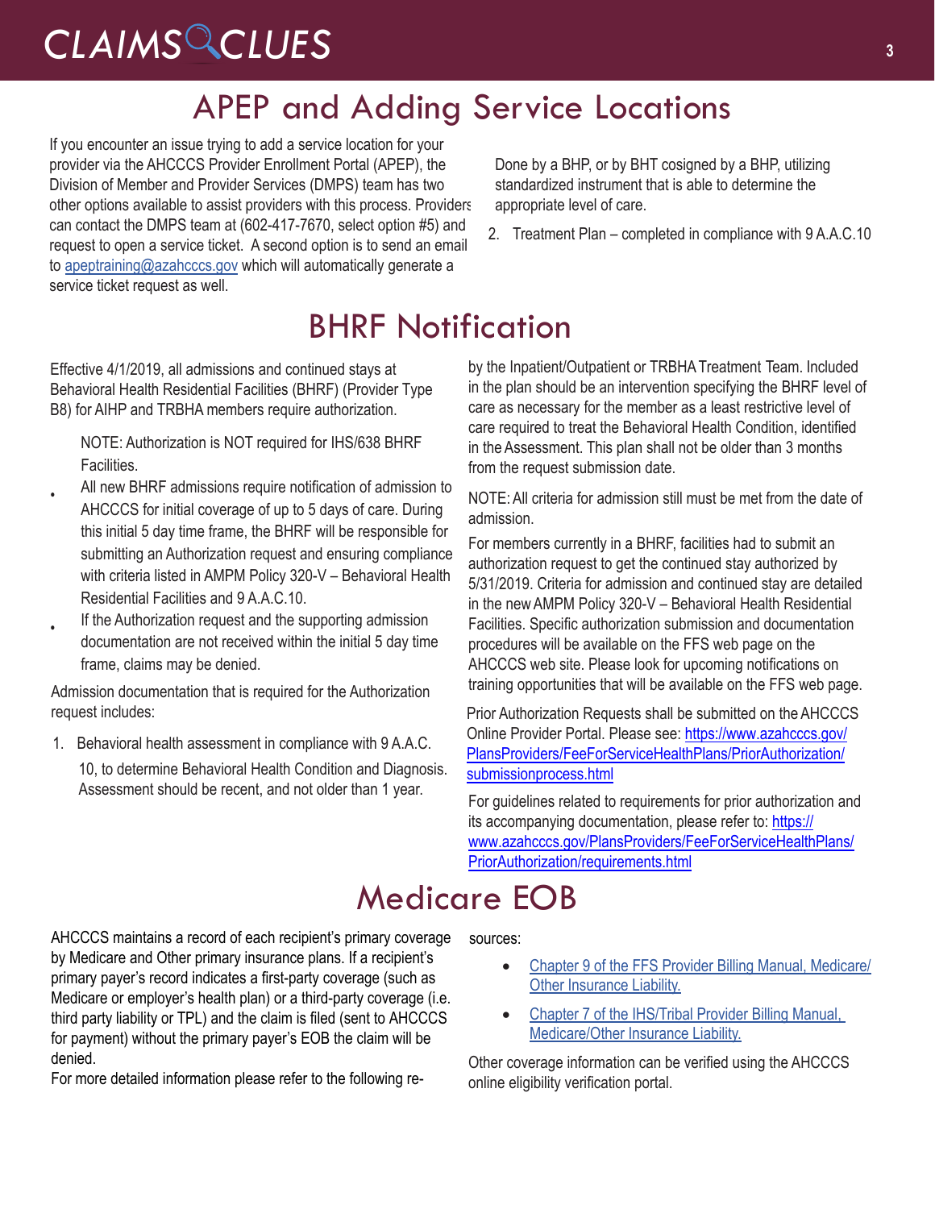## APEP and Adding Service Locations

If you encounter an issue trying to add a service location for your provider via the AHCCCS Provider Enrollment Portal (APEP), the Division of Member and Provider Services (DMPS) team has two other options available to assist providers with this process. Providers can contact the DMPS team at (602-417-7670, select option #5) and request to open a service ticket. A second option is to send an email to apeptraining@azahcccs.gov which will automatically generate a service ticket request as well.

## BHRF Notification

Effective 4/1/2019, all admissions and continued stays at Behavioral Health Residential Facilities (BHRF) (Provider Type B8) for AIHP and TRBHA members require authorization.

NOTE: Authorization is NOT required for IHS/638 BHRF Facilities.

- All new BHRF admissions require notification of admission to AHCCCS for initial coverage of up to 5 days of care. During this initial 5 day time frame, the BHRF will be responsible for submitting an Authorization request and ensuring compliance with criteria listed in AMPM Policy 320-V – Behavioral Health Residential Facilities and 9 A.A.C.10.
- If the Authorization request and the supporting admission documentation are not received within the initial 5 day time frame, claims may be denied.

Admission documentation that is required for the Authorization request includes:

1. Behavioral health assessment in compliance with 9 A.A.C. 10, to determine Behavioral Health Condition and Diagnosis. Assessment should be recent, and not older than 1 year. Done by a BHP, or by BHT cosigned by a BHP, utilizing standardized instrument that is able to determine the appropriate level of care.
2. Treatment Plan – completed in compliance with 9 A.A.C.10 by the Inpatient/Outpatient or TRBHA Treatment Team. Included in the plan should be an intervention specifying the BHRF level of care as necessary for the member as a least restrictive level of care required to treat the Behavioral Health Condition, identified in the Assessment. This plan shall not be older than 3 months from the request submission date.

NOTE: All criteria for admission still must be met from the date of admission.

For members currently in a BHRF, facilities had to submit an authorization request to get the continued stay authorized by 5/31/2019. Criteria for admission and continued stay are detailed in the new AMPM Policy 320-V – Behavioral Health Residential Facilities. Specific authorization submission and documentation procedures will be available on the FFS web page on the AHCCCS web site. Please look for upcoming notifications on training opportunities that will be available on the FFS web page.

Prior Authorization Requests shall be submitted on the AHCCCS Online Provider Portal. Please see: https://www.azahcccs.gov/PlansProviders/FeeForServiceHealthPlans/PriorAuthorization/submissionprocess.html

For guidelines related to requirements for prior authorization and its accompanying documentation, please refer to: https://www.azahcccs.gov/PlansProviders/FeeForServiceHealthPlans/PriorAuthorization/requirements.html

## Medicare EOB

AHCCCS maintains a record of each recipient's primary coverage by Medicare and Other primary insurance plans. If a recipient's primary payer's record indicates a first-party coverage (such as Medicare or employer's health plan) or a third-party coverage (i.e. third party liability or TPL) and the claim is filed (sent to AHCCCS for payment) without the primary payer's EOB the claim will be denied.

For more detailed information please refer to the following resources:

- Chapter 9 of the FFS Provider Billing Manual, Medicare/Other Insurance Liability.
- Chapter 7 of the IHS/Tribal Provider Billing Manual, Medicare/Other Insurance Liability.

Other coverage information can be verified using the AHCCCS online eligibility verification portal.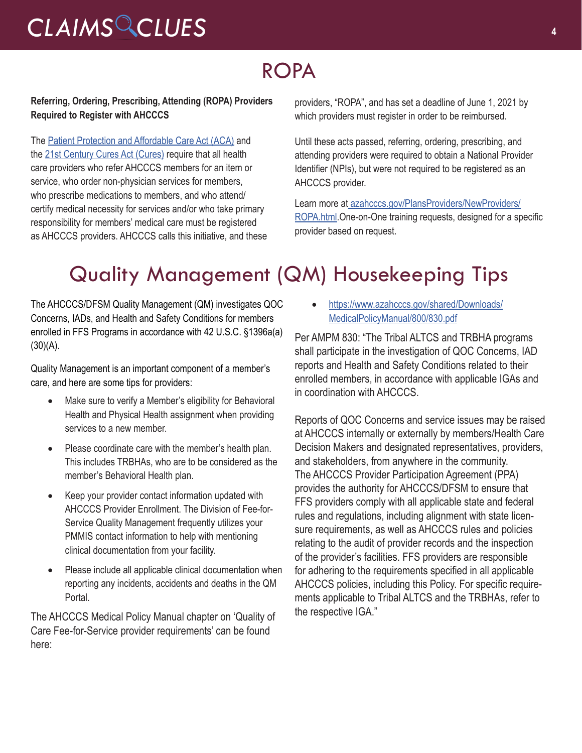# ROPA

**Referring, Ordering, Prescribing, Attending (ROPA) Providers Required to Register with AHCCCS**

The [Patient Protection and Affordable Care Act (ACA)](Patient Protection and Affordable Care Act (ACA)) and the [21st Century Cures Act (Cures)](21st Century Cures Act (Cures)) require that all health care providers who refer AHCCCS members for an item or service, who order non-physician services for members, who prescribe medications to members, and who attend/certify medical necessity for services and/or who take primary responsibility for members' medical care must be registered as AHCCCS providers. AHCCCS calls this initiative, and these providers, "ROPA", and has set a deadline of June 1, 2021 by which providers must register in order to be reimbursed.

Until these acts passed, referring, ordering, prescribing, and attending providers were required to obtain a National Provider Identifier (NPIs), but were not required to be registered as an AHCCCS provider.

Learn more at [azahcccs.gov/PlansProviders/NewProviders/ROPA.html](azahcccs.gov/PlansProviders/NewProviders/ROPA.html).One-on-One training requests, designed for a specific provider based on request.

# Quality Management (QM) Housekeeping Tips

The AHCCCS/DFSM Quality Management (QM) investigates QOC Concerns, IADs, and Health and Safety Conditions for members enrolled in FFS Programs in accordance with 42 U.S.C. §1396a(a)(30)(A).

Quality Management is an important component of a member's care, and here are some tips for providers:

- Make sure to verify a Member's eligibility for Behavioral Health and Physical Health assignment when providing services to a new member.
- Please coordinate care with the member's health plan. This includes TRBHAs, who are to be considered as the member's Behavioral Health plan.
- Keep your provider contact information updated with AHCCCS Provider Enrollment. The Division of Fee-for-Service Quality Management frequently utilizes your PMMIS contact information to help with mentioning clinical documentation from your facility.
- Please include all applicable clinical documentation when reporting any incidents, accidents and deaths in the QM Portal.

The AHCCCS Medical Policy Manual chapter on 'Quality of Care Fee-for-Service provider requirements' can be found here:

- [https://www.azahcccs.gov/shared/Downloads/MedicalPolicyManual/800/830.pdf](https://www.azahcccs.gov/shared/Downloads/MedicalPolicyManual/800/830.pdf)

Per AMPM 830: "The Tribal ALTCS and TRBHA programs shall participate in the investigation of QOC Concerns, IAD reports and Health and Safety Conditions related to their enrolled members, in accordance with applicable IGAs and in coordination with AHCCCS.

Reports of QOC Concerns and service issues may be raised at AHCCCS internally or externally by members/Health Care Decision Makers and designated representatives, providers, and stakeholders, from anywhere in the community. The AHCCCS Provider Participation Agreement (PPA) provides the authority for AHCCCS/DFSM to ensure that FFS providers comply with all applicable state and federal rules and regulations, including alignment with state licensure requirements, as well as AHCCCS rules and policies relating to the audit of provider records and the inspection of the provider's facilities. FFS providers are responsible for adhering to the requirements specified in all applicable AHCCCS policies, including this Policy. For specific requirements applicable to Tribal ALTCS and the TRBHAs, refer to the respective IGA."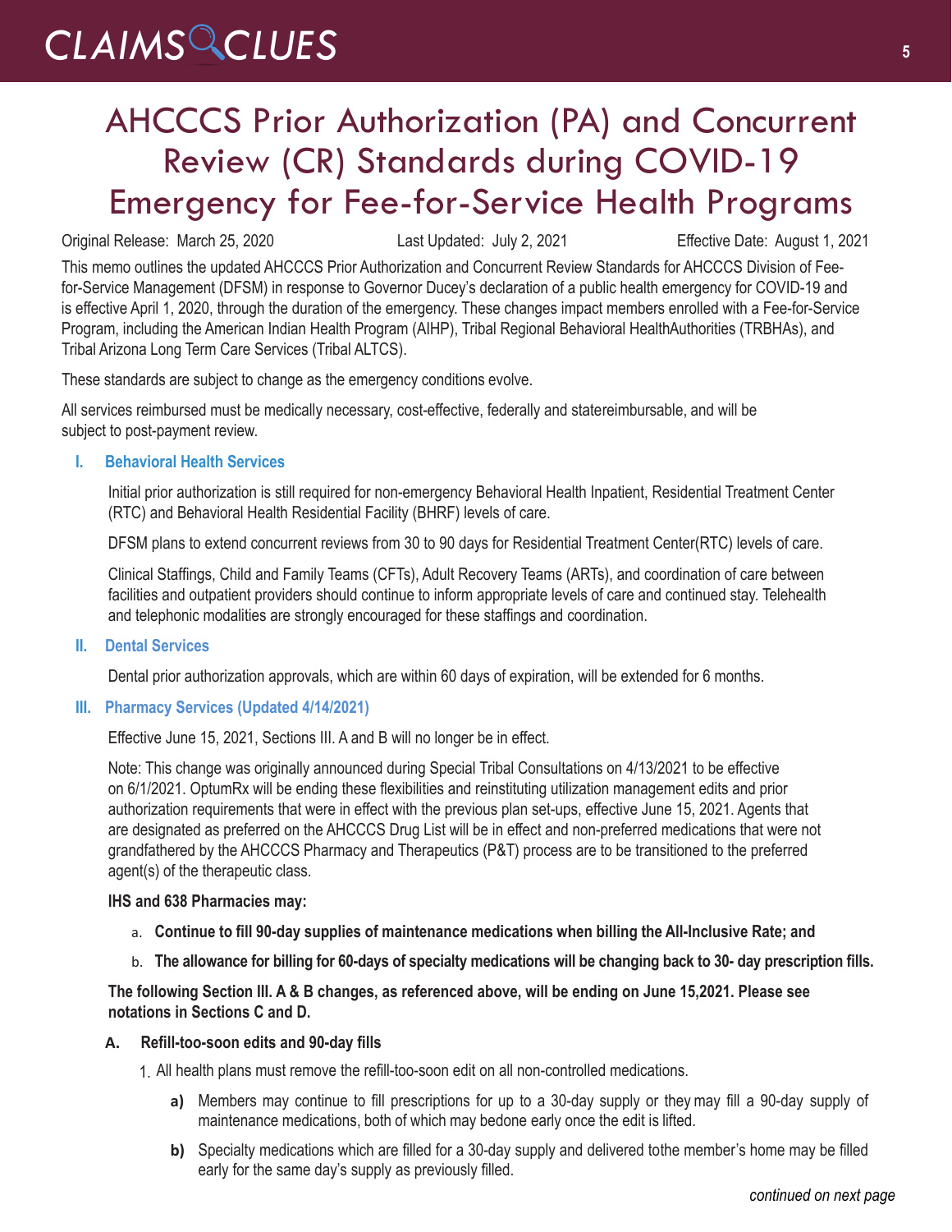# AHCCCS Prior Authorization (PA) and Concurrent Review (CR) Standards during COVID-19 Emergency for Fee-for-Service Health Programs

Original Release: March 25, 2020 Last Updated: July 2, 2021 Effective Date: August 1, 2021

This memo outlines the updated AHCCCS Prior Authorization and Concurrent Review Standards for AHCCCS Division of Fee-for-Service Management (DFSM) in response to Governor Ducey's declaration of a public health emergency for COVID-19 and is effective April 1, 2020, through the duration of the emergency. These changes impact members enrolled with a Fee-for-Service Program, including the American Indian Health Program (AIHP), Tribal Regional Behavioral HealthAuthorities (TRBHAs), and Tribal Arizona Long Term Care Services (Tribal ALTCS).

These standards are subject to change as the emergency conditions evolve.

All services reimbursed must be medically necessary, cost-effective, federally and statereimbursable, and will be subject to post-payment review.

## I. Behavioral Health Services

Initial prior authorization is still required for non-emergency Behavioral Health Inpatient, Residential Treatment Center (RTC) and Behavioral Health Residential Facility (BHRF) levels of care.

DFSM plans to extend concurrent reviews from 30 to 90 days for Residential Treatment Center(RTC) levels of care.

Clinical Staffings, Child and Family Teams (CFTs), Adult Recovery Teams (ARTs), and coordination of care between facilities and outpatient providers should continue to inform appropriate levels of care and continued stay. Telehealth and telephonic modalities are strongly encouraged for these staffings and coordination.

## II. Dental Services

Dental prior authorization approvals, which are within 60 days of expiration, will be extended for 6 months.

## III. Pharmacy Services (Updated 4/14/2021)

Effective June 15, 2021, Sections III. A and B will no longer be in effect.

Note: This change was originally announced during Special Tribal Consultations on 4/13/2021 to be effective on 6/1/2021. OptumRx will be ending these flexibilities and reinstituting utilization management edits and prior authorization requirements that were in effect with the previous plan set-ups, effective June 15, 2021. Agents that are designated as preferred on the AHCCCS Drug List will be in effect and non-preferred medications that were not grandfathered by the AHCCCS Pharmacy and Therapeutics (P&T) process are to be transitioned to the preferred agent(s) of the therapeutic class.

**IHS and 638 Pharmacies may:**

a. **Continue to fill 90-day supplies of maintenance medications when billing the All-Inclusive Rate; and**

b. **The allowance for billing for 60-days of specialty medications will be changing back to 30- day prescription fills.**

**The following Section III. A & B changes, as referenced above, will be ending on June 15,2021. Please see notations in Sections C and D.**

### A. Refill-too-soon edits and 90-day fills

1. All health plans must remove the refill-too-soon edit on all non-controlled medications.
   - **a)** Members may continue to fill prescriptions for up to a 30-day supply or they may fill a 90-day supply of maintenance medications, both of which may bedone early once the edit is lifted.
   - **b)** Specialty medications which are filled for a 30-day supply and delivered tothe member's home may be filled early for the same day's supply as previously filled.

*continued on next page*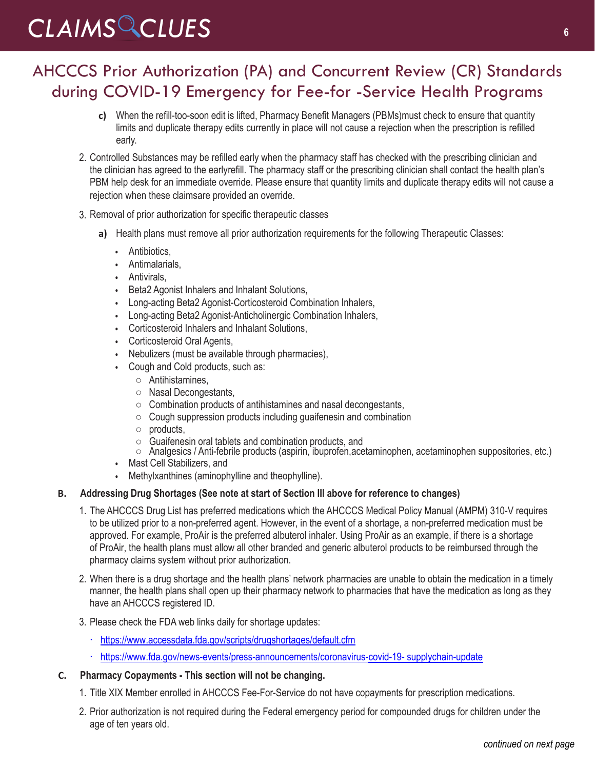## AHCCCS Prior Authorization (PA) and Concurrent Review (CR) Standards during COVID-19 Emergency for Fee-for -Service Health Programs

- **c)** When the refill-too-soon edit is lifted, Pharmacy Benefit Managers (PBMs)must check to ensure that quantity limits and duplicate therapy edits currently in place will not cause a rejection when the prescription is refilled early.

2. Controlled Substances may be refilled early when the pharmacy staff has checked with the prescribing clinician and the clinician has agreed to the earlyrefill. The pharmacy staff or the prescribing clinician shall contact the health plan's PBM help desk for an immediate override. Please ensure that quantity limits and duplicate therapy edits will not cause a rejection when these claimsare provided an override.

3. Removal of prior authorization for specific therapeutic classes

   **a)** Health plans must remove all prior authorization requirements for the following Therapeutic Classes:

   - Antibiotics,
   - Antimalarials,
   - Antivirals,
   - Beta2 Agonist Inhalers and Inhalant Solutions,
   - Long-acting Beta2 Agonist-Corticosteroid Combination Inhalers,
   - Long-acting Beta2 Agonist-Anticholinergic Combination Inhalers,
   - Corticosteroid Inhalers and Inhalant Solutions,
   - Corticosteroid Oral Agents,
   - Nebulizers (must be available through pharmacies),
   - Cough and Cold products, such as:
     - Antihistamines,
     - Nasal Decongestants,
     - Combination products of antihistamines and nasal decongestants,
     - Cough suppression products including guaifenesin and combination
     - products,
     - Guaifenesin oral tablets and combination products, and
     - Analgesics / Anti-febrile products (aspirin, ibuprofen,acetaminophen, acetaminophen suppositories, etc.)
   - Mast Cell Stabilizers, and
   - Methylxanthines (aminophylline and theophylline).

**B. Addressing Drug Shortages (See note at start of Section III above for reference to changes)**

1. The AHCCCS Drug List has preferred medications which the AHCCCS Medical Policy Manual (AMPM) 310-V requires to be utilized prior to a non-preferred agent. However, in the event of a shortage, a non-preferred medication must be approved. For example, ProAir is the preferred albuterol inhaler. Using ProAir as an example, if there is a shortage of ProAir, the health plans must allow all other branded and generic albuterol products to be reimbursed through the pharmacy claims system without prior authorization.

2. When there is a drug shortage and the health plans' network pharmacies are unable to obtain the medication in a timely manner, the health plans shall open up their pharmacy network to pharmacies that have the medication as long as they have an AHCCCS registered ID.

3. Please check the FDA web links daily for shortage updates:

   - https://www.accessdata.fda.gov/scripts/drugshortages/default.cfm
   - https://www.fda.gov/news-events/press-announcements/coronavirus-covid-19- supplychain-update

**C. Pharmacy Copayments - This section will not be changing.**

1. Title XIX Member enrolled in AHCCCS Fee-For-Service do not have copayments for prescription medications.

2. Prior authorization is not required during the Federal emergency period for compounded drugs for children under the age of ten years old.

*continued on next page*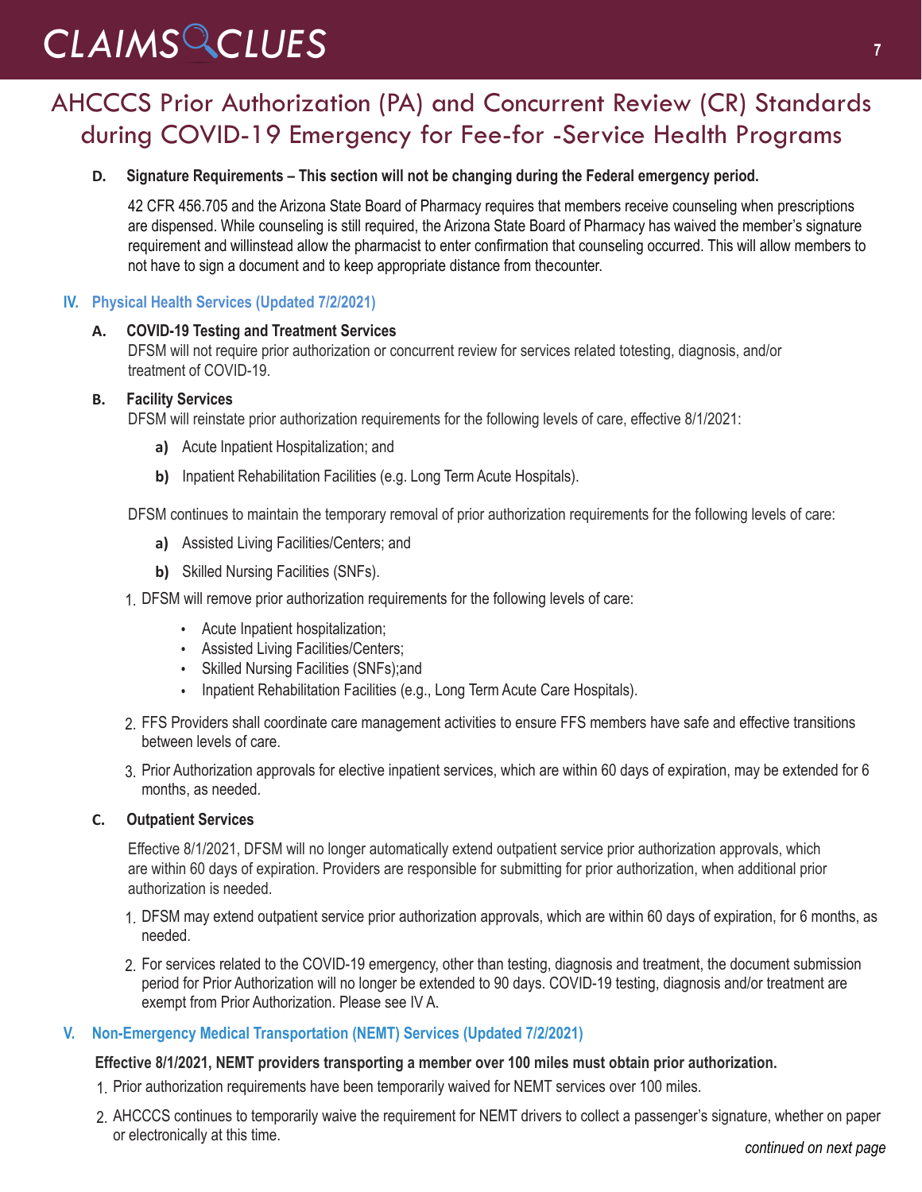# AHCCCS Prior Authorization (PA) and Concurrent Review (CR) Standards during COVID-19 Emergency for Fee-for -Service Health Programs

**D. Signature Requirements – This section will not be changing during the Federal emergency period.**

42 CFR 456.705 and the Arizona State Board of Pharmacy requires that members receive counseling when prescriptions are dispensed. While counseling is still required, the Arizona State Board of Pharmacy has waived the member's signature requirement and willinstead allow the pharmacist to enter confirmation that counseling occurred. This will allow members to not have to sign a document and to keep appropriate distance from thecounter.

## IV. Physical Health Services (Updated 7/2/2021)

**A. COVID-19 Testing and Treatment Services**

DFSM will not require prior authorization or concurrent review for services related totesting, diagnosis, and/or treatment of COVID-19.

**B. Facility Services**

DFSM will reinstate prior authorization requirements for the following levels of care, effective 8/1/2021:

- **a)** Acute Inpatient Hospitalization; and
- **b)** Inpatient Rehabilitation Facilities (e.g. Long Term Acute Hospitals).

DFSM continues to maintain the temporary removal of prior authorization requirements for the following levels of care:

- **a)** Assisted Living Facilities/Centers; and
- **b)** Skilled Nursing Facilities (SNFs).

1. DFSM will remove prior authorization requirements for the following levels of care:
   - Acute Inpatient hospitalization;
   - Assisted Living Facilities/Centers;
   - Skilled Nursing Facilities (SNFs);and
   - Inpatient Rehabilitation Facilities (e.g., Long Term Acute Care Hospitals).
2. FFS Providers shall coordinate care management activities to ensure FFS members have safe and effective transitions between levels of care.
3. Prior Authorization approvals for elective inpatient services, which are within 60 days of expiration, may be extended for 6 months, as needed.

**C. Outpatient Services**

Effective 8/1/2021, DFSM will no longer automatically extend outpatient service prior authorization approvals, which are within 60 days of expiration. Providers are responsible for submitting for prior authorization, when additional prior authorization is needed.

1. DFSM may extend outpatient service prior authorization approvals, which are within 60 days of expiration, for 6 months, as needed.
2. For services related to the COVID-19 emergency, other than testing, diagnosis and treatment, the document submission period for Prior Authorization will no longer be extended to 90 days. COVID-19 testing, diagnosis and/or treatment are exempt from Prior Authorization. Please see IV A.

## V. Non-Emergency Medical Transportation (NEMT) Services (Updated 7/2/2021)

**Effective 8/1/2021, NEMT providers transporting a member over 100 miles must obtain prior authorization.**

1. Prior authorization requirements have been temporarily waived for NEMT services over 100 miles.
2. AHCCCS continues to temporarily waive the requirement for NEMT drivers to collect a passenger's signature, whether on paper or electronically at this time.

*continued on next page*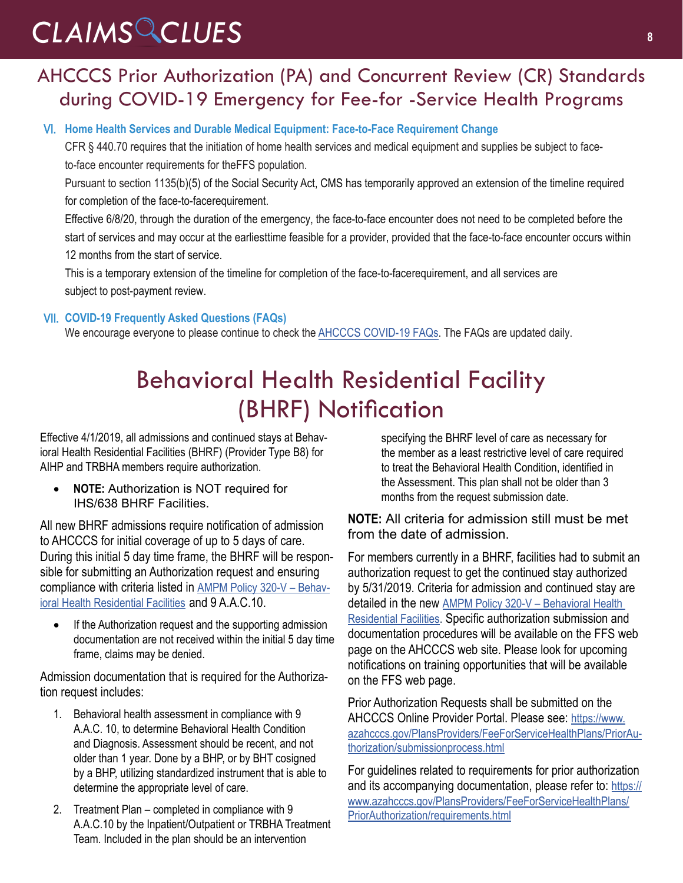## AHCCCS Prior Authorization (PA) and Concurrent Review (CR) Standards during COVID-19 Emergency for Fee-for -Service Health Programs

### VI. Home Health Services and Durable Medical Equipment: Face-to-Face Requirement Change

CFR § 440.70 requires that the initiation of home health services and medical equipment and supplies be subject to face-to-face encounter requirements for theFFS population.

Pursuant to section 1135(b)(5) of the Social Security Act, CMS has temporarily approved an extension of the timeline required for completion of the face-to-facerequirement.

Effective 6/8/20, through the duration of the emergency, the face-to-face encounter does not need to be completed before the start of services and may occur at the earliesttime feasible for a provider, provided that the face-to-face encounter occurs within 12 months from the start of service.

This is a temporary extension of the timeline for completion of the face-to-facerequirement, and all services are subject to post-payment review.

### VII. COVID-19 Frequently Asked Questions (FAQs)

We encourage everyone to please continue to check the AHCCCS COVID-19 FAQs. The FAQs are updated daily.

## Behavioral Health Residential Facility (BHRF) Notification

Effective 4/1/2019, all admissions and continued stays at Behavioral Health Residential Facilities (BHRF) (Provider Type B8) for AIHP and TRBHA members require authorization.

- **NOTE:** Authorization is NOT required for IHS/638 BHRF Facilities.

All new BHRF admissions require notification of admission to AHCCCS for initial coverage of up to 5 days of care. During this initial 5 day time frame, the BHRF will be responsible for submitting an Authorization request and ensuring compliance with criteria listed in AMPM Policy 320-V – Behavioral Health Residential Facilities and 9 A.A.C.10.

- If the Authorization request and the supporting admission documentation are not received within the initial 5 day time frame, claims may be denied.

Admission documentation that is required for the Authorization request includes:

1. Behavioral health assessment in compliance with 9 A.A.C. 10, to determine Behavioral Health Condition and Diagnosis. Assessment should be recent, and not older than 1 year. Done by a BHP, or by BHT cosigned by a BHP, utilizing standardized instrument that is able to determine the appropriate level of care.
2. Treatment Plan – completed in compliance with 9 A.A.C.10 by the Inpatient/Outpatient or TRBHA Treatment Team. Included in the plan should be an intervention specifying the BHRF level of care as necessary for the member as a least restrictive level of care required to treat the Behavioral Health Condition, identified in the Assessment. This plan shall not be older than 3 months from the request submission date.

**NOTE:** All criteria for admission still must be met from the date of admission.

For members currently in a BHRF, facilities had to submit an authorization request to get the continued stay authorized by 5/31/2019. Criteria for admission and continued stay are detailed in the new AMPM Policy 320-V – Behavioral Health Residential Facilities. Specific authorization submission and documentation procedures will be available on the FFS web page on the AHCCCS web site. Please look for upcoming notifications on training opportunities that will be available on the FFS web page.

Prior Authorization Requests shall be submitted on the AHCCCS Online Provider Portal. Please see: https://www.azahcccs.gov/PlansProviders/FeeForServiceHealthPlans/PriorAuthorization/submissionprocess.html

For guidelines related to requirements for prior authorization and its accompanying documentation, please refer to: https://www.azahcccs.gov/PlansProviders/FeeForServiceHealthPlans/PriorAuthorization/requirements.html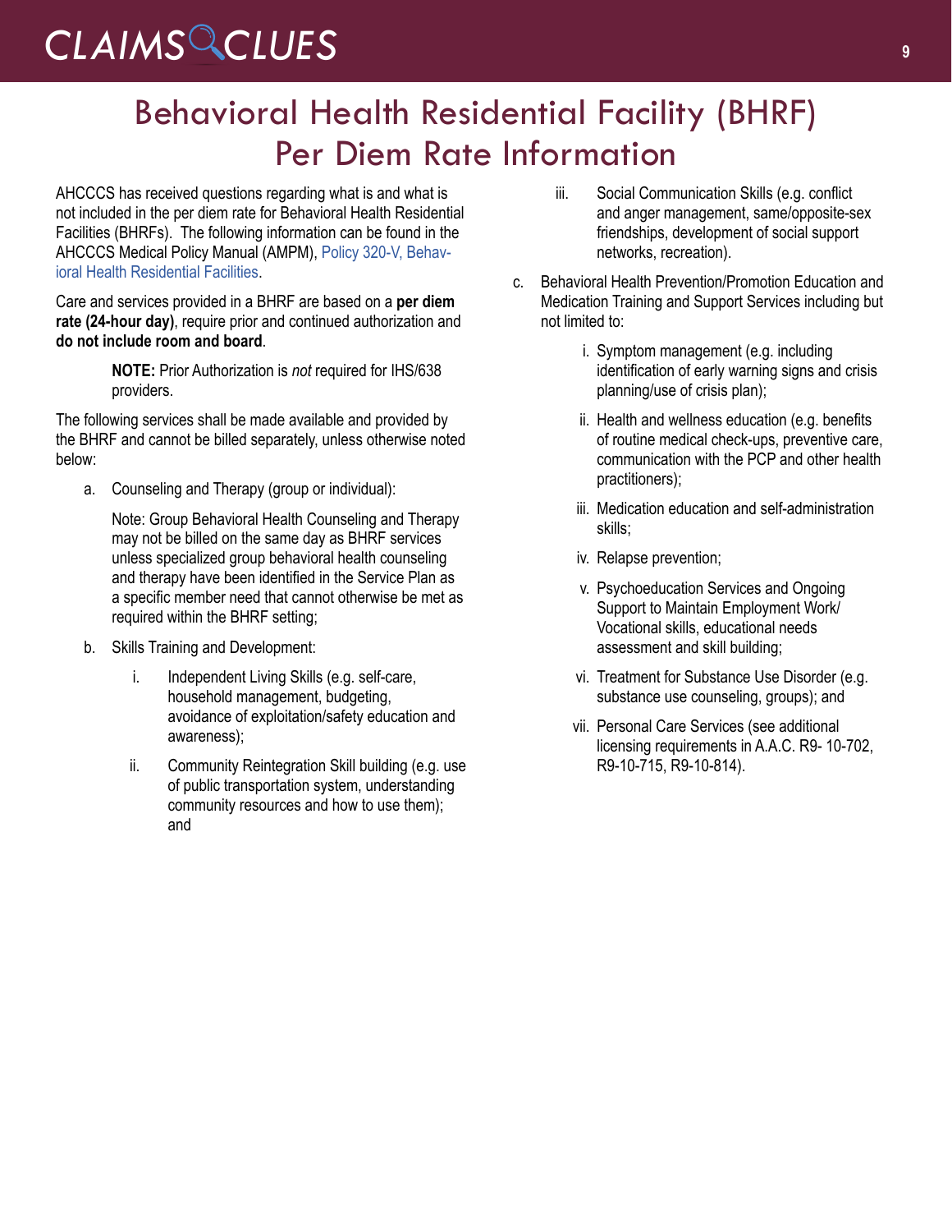# Behavioral Health Residential Facility (BHRF) Per Diem Rate Information

AHCCCS has received questions regarding what is and what is not included in the per diem rate for Behavioral Health Residential Facilities (BHRFs). The following information can be found in the AHCCCS Medical Policy Manual (AMPM), Policy 320-V, Behavioral Health Residential Facilities.

Care and services provided in a BHRF are based on a **per diem rate (24-hour day)**, require prior and continued authorization and **do not include room and board**.

> **NOTE:** Prior Authorization is *not* required for IHS/638 providers.

The following services shall be made available and provided by the BHRF and cannot be billed separately, unless otherwise noted below:

a. Counseling and Therapy (group or individual):

   Note: Group Behavioral Health Counseling and Therapy may not be billed on the same day as BHRF services unless specialized group behavioral health counseling and therapy have been identified in the Service Plan as a specific member need that cannot otherwise be met as required within the BHRF setting;

b. Skills Training and Development:

   i. Independent Living Skills (e.g. self-care, household management, budgeting, avoidance of exploitation/safety education and awareness);

   ii. Community Reintegration Skill building (e.g. use of public transportation system, understanding community resources and how to use them); and

   iii. Social Communication Skills (e.g. conflict and anger management, same/opposite-sex friendships, development of social support networks, recreation).

c. Behavioral Health Prevention/Promotion Education and Medication Training and Support Services including but not limited to:

   i. Symptom management (e.g. including identification of early warning signs and crisis planning/use of crisis plan);

   ii. Health and wellness education (e.g. benefits of routine medical check-ups, preventive care, communication with the PCP and other health practitioners);

   iii. Medication education and self-administration skills;

   iv. Relapse prevention;

   v. Psychoeducation Services and Ongoing Support to Maintain Employment Work/Vocational skills, educational needs assessment and skill building;

   vi. Treatment for Substance Use Disorder (e.g. substance use counseling, groups); and

   vii. Personal Care Services (see additional licensing requirements in A.A.C. R9- 10-702, R9-10-715, R9-10-814).